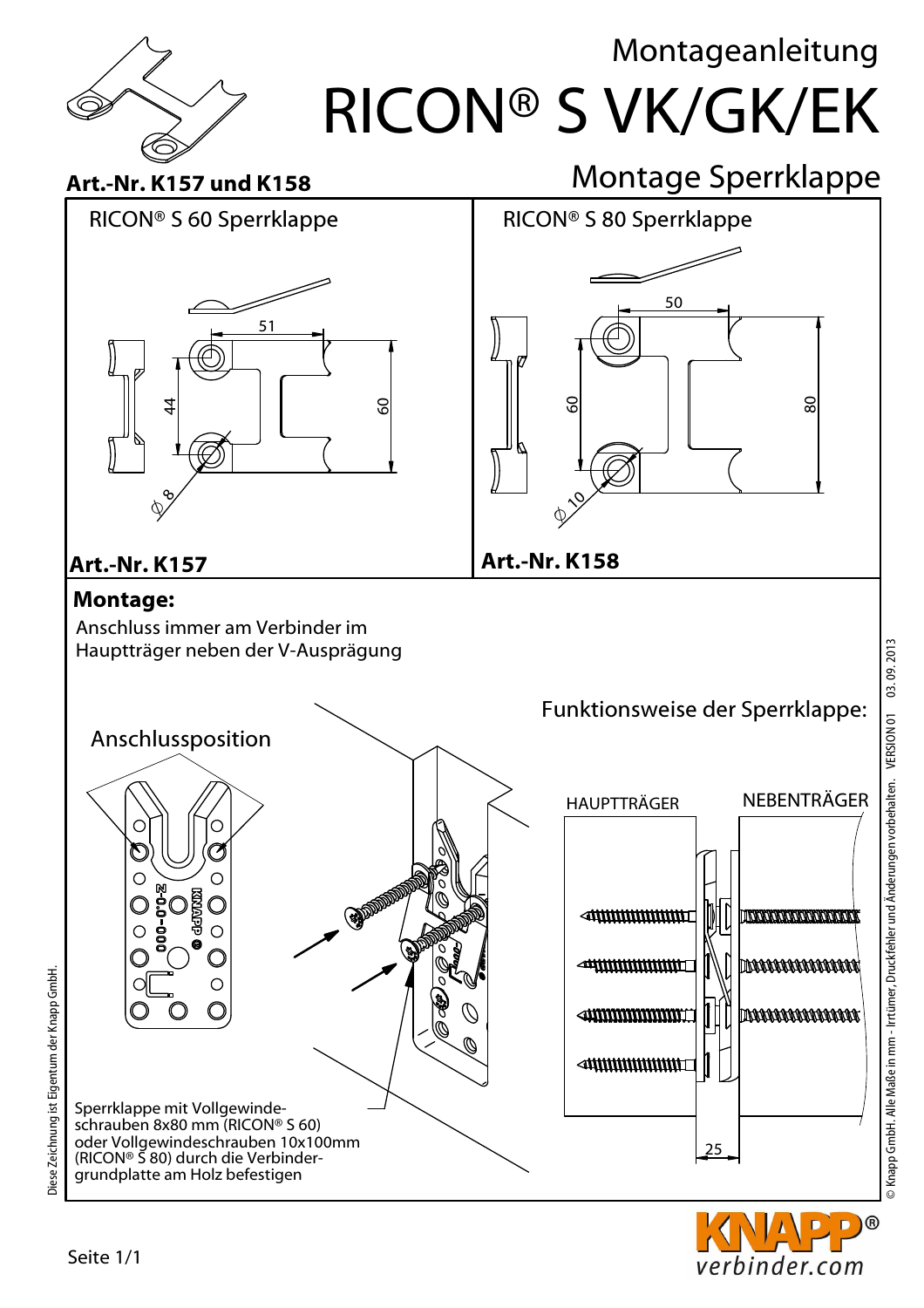# Montageanleitung

# RICON® S VK/GK/EK

## Montage Sperrklappe

**Art.-Nr. K157 und K158**

RICON® S 60 Sperrklappe

51

44

60

Ø 8

**Art.-Nr. K157**

RICON® S 80 Sperrklappe

50

60

80

Ø 10

**Art.-Nr. K158**

**Montage:**

Anschluss immer am Verbinder im Hauptträger neben der V-Ausprägung

Anschlussposition

Sperrklappe mit Vollgewindeschrauben 8x80 mm (RICON® S 60) oder Vollgewindeschrauben 10x100mm (RICON® S 80) durch die Verbindergrundplatte am Holz befestigen

Funktionsweise der Sperrklappe:

HAUPTTRÄGER

NEBENTRÄGER

25

Diese Zeichnung ist Eigentum der Knapp GmbH.

© Knapp GmbH. Alle Maße in mm – Irrtümer, Druckfehler und Änderungen vorbehalten. VERSION 01 03. 09. 2013

KNAPP® verbinder.com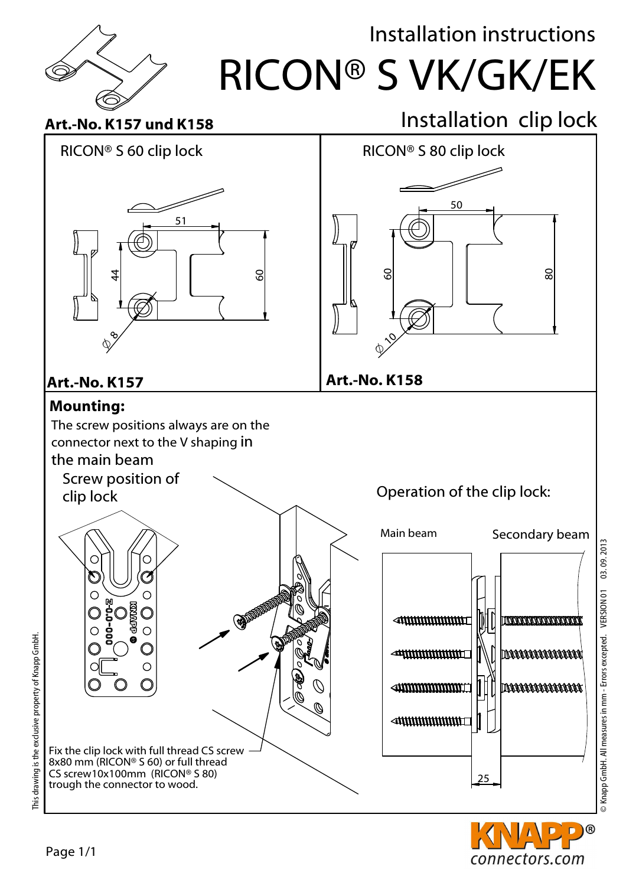# Installation instructions

# RICON® S VK/GK/EK

## Installation clip lock

**Art.-No. K157 und K158**

| RICON® S 60 clip lock | RICON® S 80 clip lock |
|---|---|
| 51, 44, 60, ⌀ 8 | 50, 60, 80, ⌀ 10 |
| **Art.-No. K157** | **Art.-No. K158** |

**Mounting:**

The screw positions always are on the connector next to the V shaping in the main beam

Screw position of clip lock

Fix the clip lock with full thread CS screw 8x80 mm (RICON® S 60) or full thread CS screw10x100mm (RICON® S 80) trough the connector to wood.

Operation of the clip lock:

Main beam

Secondary beam

25

This drawing is the exclusive property of Knapp GmbH.

© Knapp GmbH. All measures in mm - Errors excepted. VERSION 01 03. 09. 2013

Page 1/1

KNAPP® connectors.com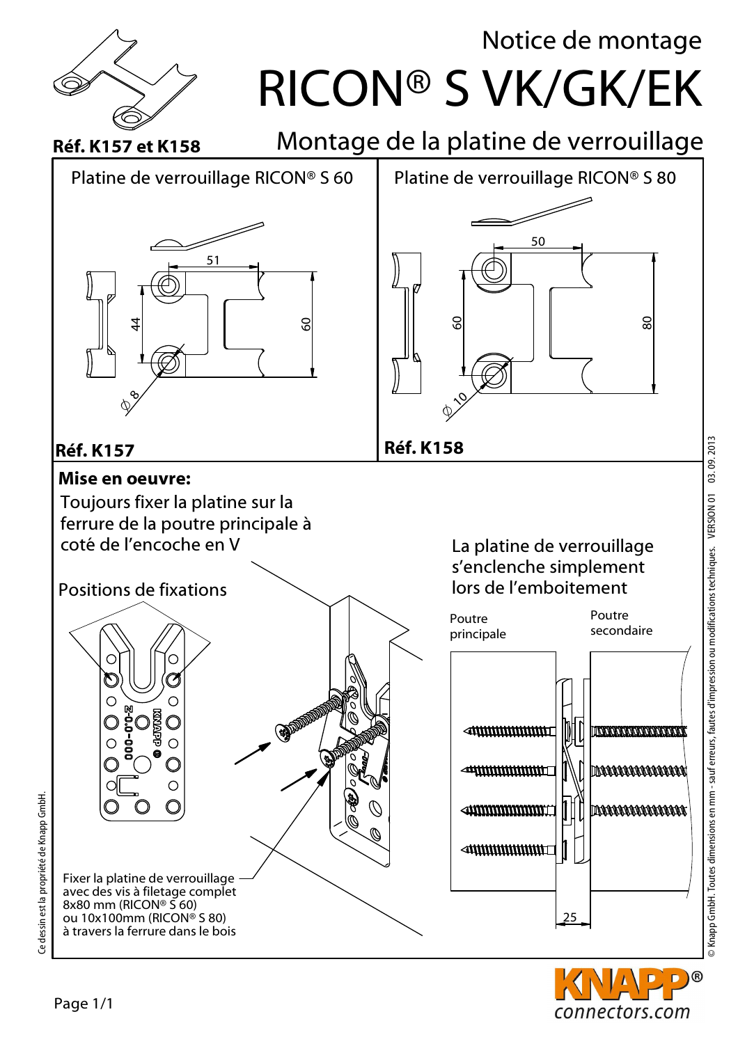# Notice de montage

# RICON® S VK/GK/EK

**Réf. K157 et K158**

## Montage de la platine de verrouillage

### Platine de verrouillage RICON® S 60

51

44

60

∅ 8

**Réf. K157**

### Platine de verrouillage RICON® S 80

50

60

80

∅ 10

**Réf. K158**

**Mise en oeuvre:**

Toujours fixer la platine sur la ferrure de la poutre principale à coté de l'encoche en V

Positions de fixations

Fixer la platine de verrouillage avec des vis à filetage complet 8x80 mm (RICON® S 60) ou 10x100mm (RICON® S 80) à travers la ferrure dans le bois

La platine de verrouillage s'enclenche simplement lors de l'emboitement

Poutre principale

Poutre secondaire

25

Ce dessin est la propriété de Knapp GmbH.

© Knapp GmbH. Toutes dimensions en mm - sauf erreurs, fautes d'impression ou modifications techniques. VERSION 01 03. 09. 2013

KNAPP® connectors.com